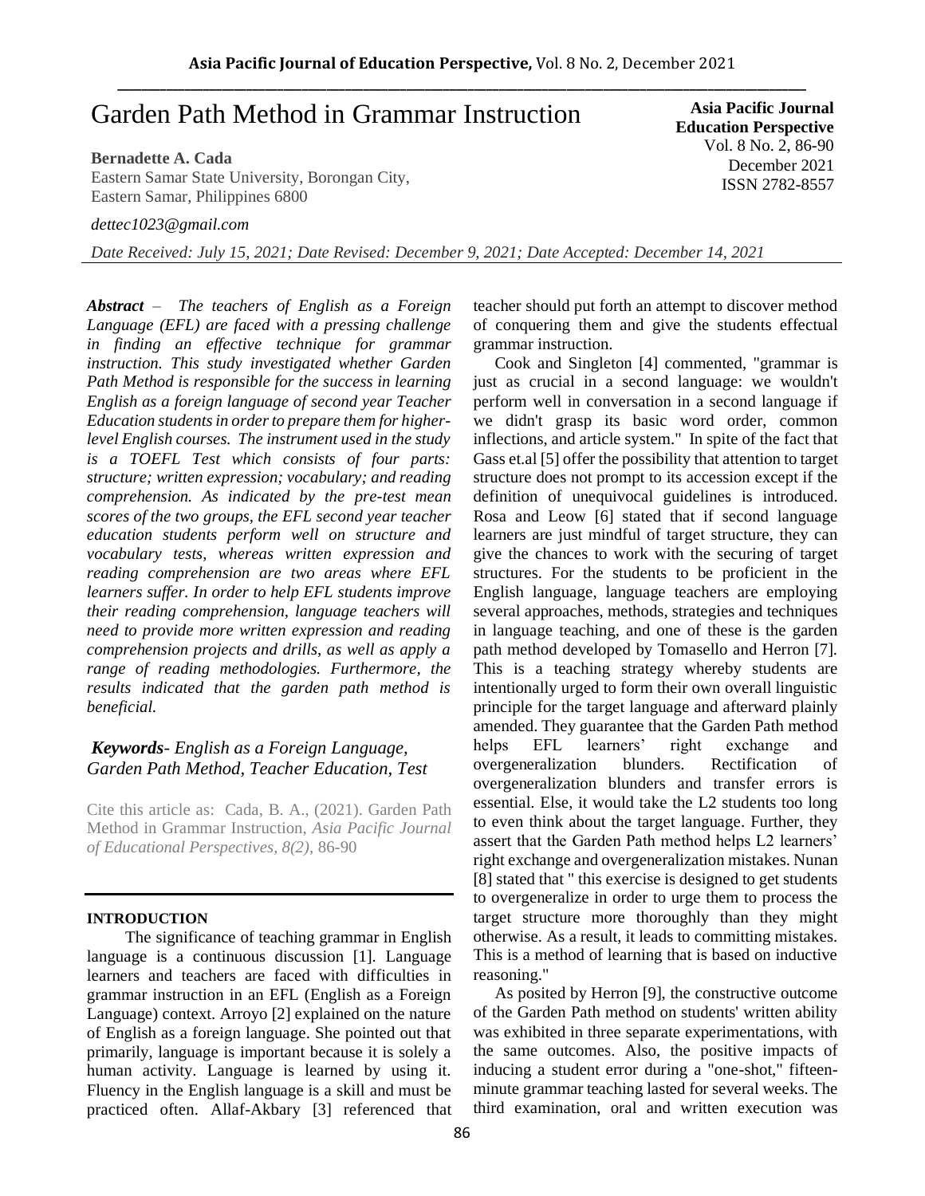# Garden Path Method in Grammar Instruction

**Asia Pacific Journal Education Perspective**
Vol. 8 No. 2, 86-90
December 2021
ISSN 2782-8557

**Bernadette A. Cada**
Eastern Samar State University, Borongan City, Eastern Samar, Philippines 6800

*dettec1023@gmail.com*

*Date Received: July 15, 2021; Date Revised: December 9, 2021; Date Accepted: December 14, 2021*

***Abstract*** *– The teachers of English as a Foreign Language (EFL) are faced with a pressing challenge in finding an effective technique for grammar instruction. This study investigated whether Garden Path Method is responsible for the success in learning English as a foreign language of second year Teacher Education students in order to prepare them for higher-level English courses. The instrument used in the study is a TOEFL Test which consists of four parts: structure; written expression; vocabulary; and reading comprehension. As indicated by the pre-test mean scores of the two groups, the EFL second year teacher education students perform well on structure and vocabulary tests, whereas written expression and reading comprehension are two areas where EFL learners suffer. In order to help EFL students improve their reading comprehension, language teachers will need to provide more written expression and reading comprehension projects and drills, as well as apply a range of reading methodologies. Furthermore, the results indicated that the garden path method is beneficial.*

***Keywords****- English as a Foreign Language, Garden Path Method, Teacher Education, Test*

Cite this article as: Cada, B. A., (2021). Garden Path Method in Grammar Instruction, *Asia Pacific Journal of Educational Perspectives, 8(2),* 86-90

## INTRODUCTION

The significance of teaching grammar in English language is a continuous discussion [1]. Language learners and teachers are faced with difficulties in grammar instruction in an EFL (English as a Foreign Language) context. Arroyo [2] explained on the nature of English as a foreign language. She pointed out that primarily, language is important because it is solely a human activity. Language is learned by using it. Fluency in the English language is a skill and must be practiced often. Allaf-Akbary [3] referenced that teacher should put forth an attempt to discover method of conquering them and give the students effectual grammar instruction.

Cook and Singleton [4] commented, "grammar is just as crucial in a second language: we wouldn't perform well in conversation in a second language if we didn't grasp its basic word order, common inflections, and article system." In spite of the fact that Gass et.al [5] offer the possibility that attention to target structure does not prompt to its accession except if the definition of unequivocal guidelines is introduced. Rosa and Leow [6] stated that if second language learners are just mindful of target structure, they can give the chances to work with the securing of target structures. For the students to be proficient in the English language, language teachers are employing several approaches, methods, strategies and techniques in language teaching, and one of these is the garden path method developed by Tomasello and Herron [7]. This is a teaching strategy whereby students are intentionally urged to form their own overall linguistic principle for the target language and afterward plainly amended. They guarantee that the Garden Path method helps EFL learners' right exchange and overgeneralization blunders. Rectification of overgeneralization blunders and transfer errors is essential. Else, it would take the L2 students too long to even think about the target language. Further, they assert that the Garden Path method helps L2 learners' right exchange and overgeneralization mistakes. Nunan [8] stated that " this exercise is designed to get students to overgeneralize in order to urge them to process the target structure more thoroughly than they might otherwise. As a result, it leads to committing mistakes. This is a method of learning that is based on inductive reasoning."

As posited by Herron [9], the constructive outcome of the Garden Path method on students' written ability was exhibited in three separate experimentations, with the same outcomes. Also, the positive impacts of inducing a student error during a "one-shot," fifteen-minute grammar teaching lasted for several weeks. The third examination, oral and written execution was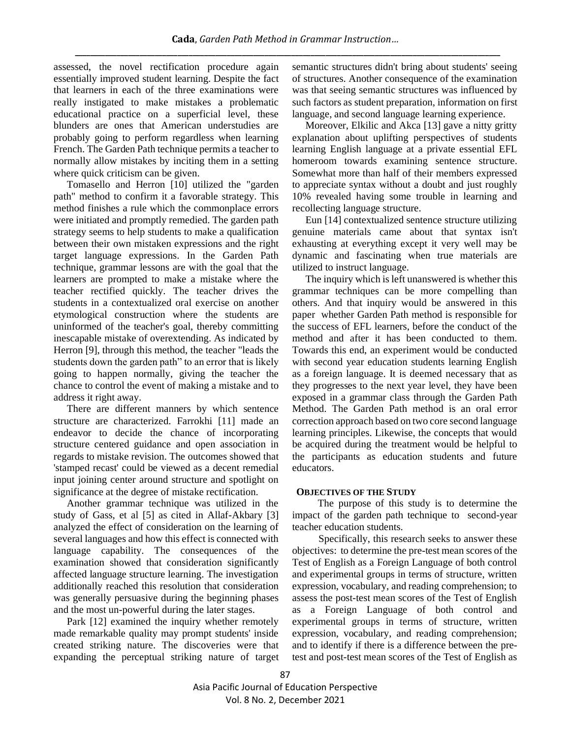assessed, the novel rectification procedure again essentially improved student learning. Despite the fact that learners in each of the three examinations were really instigated to make mistakes a problematic educational practice on a superficial level, these blunders are ones that American understudies are probably going to perform regardless when learning French. The Garden Path technique permits a teacher to normally allow mistakes by inciting them in a setting where quick criticism can be given.

Tomasello and Herron [10] utilized the "garden path" method to confirm it a favorable strategy. This method finishes a rule which the commonplace errors were initiated and promptly remedied. The garden path strategy seems to help students to make a qualification between their own mistaken expressions and the right target language expressions. In the Garden Path technique, grammar lessons are with the goal that the learners are prompted to make a mistake where the teacher rectified quickly. The teacher drives the students in a contextualized oral exercise on another etymological construction where the students are uninformed of the teacher's goal, thereby committing inescapable mistake of overextending. As indicated by Herron [9], through this method, the teacher "leads the students down the garden path" to an error that is likely going to happen normally, giving the teacher the chance to control the event of making a mistake and to address it right away.

There are different manners by which sentence structure are characterized. Farrokhi [11] made an endeavor to decide the chance of incorporating structure centered guidance and open association in regards to mistake revision. The outcomes showed that 'stamped recast' could be viewed as a decent remedial input joining center around structure and spotlight on significance at the degree of mistake rectification.

Another grammar technique was utilized in the study of Gass, et al [5] as cited in Allaf-Akbary [3] analyzed the effect of consideration on the learning of several languages and how this effect is connected with language capability. The consequences of the examination showed that consideration significantly affected language structure learning. The investigation additionally reached this resolution that consideration was generally persuasive during the beginning phases and the most un-powerful during the later stages.

Park [12] examined the inquiry whether remotely made remarkable quality may prompt students' inside created striking nature. The discoveries were that expanding the perceptual striking nature of target semantic structures didn't bring about students' seeing of structures. Another consequence of the examination was that seeing semantic structures was influenced by such factors as student preparation, information on first language, and second language learning experience.

Moreover, Elkilic and Akca [13] gave a nitty gritty explanation about uplifting perspectives of students learning English language at a private essential EFL homeroom towards examining sentence structure. Somewhat more than half of their members expressed to appreciate syntax without a doubt and just roughly 10% revealed having some trouble in learning and recollecting language structure.

Eun [14] contextualized sentence structure utilizing genuine materials came about that syntax isn't exhausting at everything except it very well may be dynamic and fascinating when true materials are utilized to instruct language.

The inquiry which is left unanswered is whether this grammar techniques can be more compelling than others. And that inquiry would be answered in this paper whether Garden Path method is responsible for the success of EFL learners, before the conduct of the method and after it has been conducted to them. Towards this end, an experiment would be conducted with second year education students learning English as a foreign language. It is deemed necessary that as they progresses to the next year level, they have been exposed in a grammar class through the Garden Path Method. The Garden Path method is an oral error correction approach based on two core second language learning principles. Likewise, the concepts that would be acquired during the treatment would be helpful to the participants as education students and future educators.

## OBJECTIVES OF THE STUDY

The purpose of this study is to determine the impact of the garden path technique to second-year teacher education students.

Specifically, this research seeks to answer these objectives: to determine the pre-test mean scores of the Test of English as a Foreign Language of both control and experimental groups in terms of structure, written expression, vocabulary, and reading comprehension; to assess the post-test mean scores of the Test of English as a Foreign Language of both control and experimental groups in terms of structure, written expression, vocabulary, and reading comprehension; and to identify if there is a difference between the pre-test and post-test mean scores of the Test of English as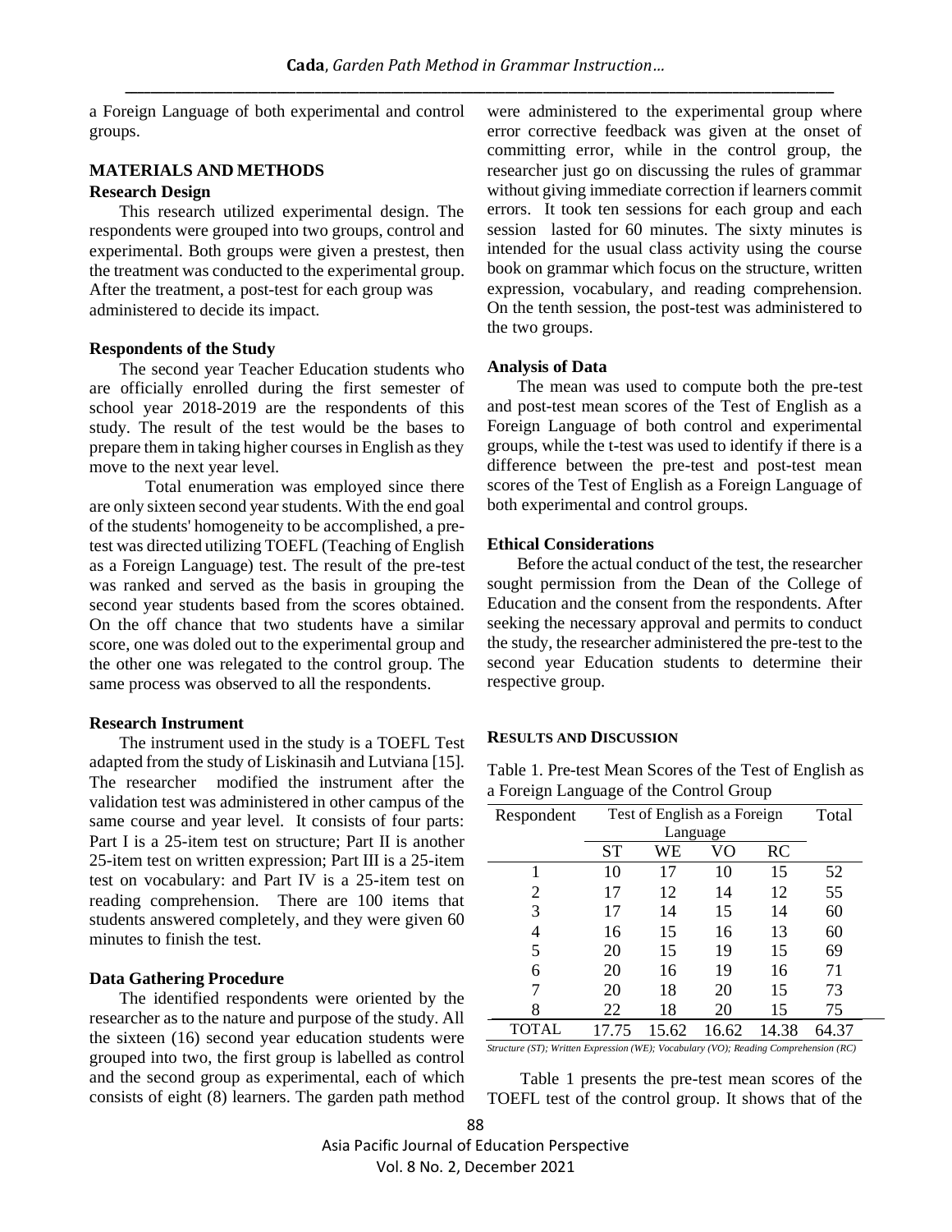a Foreign Language of both experimental and control groups.

## MATERIALS AND METHODS

### Research Design

This research utilized experimental design. The respondents were grouped into two groups, control and experimental. Both groups were given a prestest, then the treatment was conducted to the experimental group. After the treatment, a post-test for each group was administered to decide its impact.

### Respondents of the Study

The second year Teacher Education students who are officially enrolled during the first semester of school year 2018-2019 are the respondents of this study. The result of the test would be the bases to prepare them in taking higher courses in English as they move to the next year level.

Total enumeration was employed since there are only sixteen second year students. With the end goal of the students' homogeneity to be accomplished, a pre-test was directed utilizing TOEFL (Teaching of English as a Foreign Language) test. The result of the pre-test was ranked and served as the basis in grouping the second year students based from the scores obtained. On the off chance that two students have a similar score, one was doled out to the experimental group and the other one was relegated to the control group. The same process was observed to all the respondents.

### Research Instrument

The instrument used in the study is a TOEFL Test adapted from the study of Liskinasih and Lutviana [15]. The researcher modified the instrument after the validation test was administered in other campus of the same course and year level. It consists of four parts: Part I is a 25-item test on structure; Part II is another 25-item test on written expression; Part III is a 25-item test on vocabulary: and Part IV is a 25-item test on reading comprehension. There are 100 items that students answered completely, and they were given 60 minutes to finish the test.

### Data Gathering Procedure

The identified respondents were oriented by the researcher as to the nature and purpose of the study. All the sixteen (16) second year education students were grouped into two, the first group is labelled as control and the second group as experimental, each of which consists of eight (8) learners. The garden path method were administered to the experimental group where error corrective feedback was given at the onset of committing error, while in the control group, the researcher just go on discussing the rules of grammar without giving immediate correction if learners commit errors. It took ten sessions for each group and each session lasted for 60 minutes. The sixty minutes is intended for the usual class activity using the course book on grammar which focus on the structure, written expression, vocabulary, and reading comprehension. On the tenth session, the post-test was administered to the two groups.

### Analysis of Data

The mean was used to compute both the pre-test and post-test mean scores of the Test of English as a Foreign Language of both control and experimental groups, while the t-test was used to identify if there is a difference between the pre-test and post-test mean scores of the Test of English as a Foreign Language of both experimental and control groups.

### Ethical Considerations

Before the actual conduct of the test, the researcher sought permission from the Dean of the College of Education and the consent from the respondents. After seeking the necessary approval and permits to conduct the study, the researcher administered the pre-test to the second year Education students to determine their respective group.

## RESULTS AND DISCUSSION

Table 1. Pre-test Mean Scores of the Test of English as a Foreign Language of the Control Group

| Respondent | Test of English as a Foreign Language | | | | Total |
|---|---|---|---|---|---|
| | ST | WE | VO | RC | |
| 1 | 10 | 17 | 10 | 15 | 52 |
| 2 | 17 | 12 | 14 | 12 | 55 |
| 3 | 17 | 14 | 15 | 14 | 60 |
| 4 | 16 | 15 | 16 | 13 | 60 |
| 5 | 20 | 15 | 19 | 15 | 69 |
| 6 | 20 | 16 | 19 | 16 | 71 |
| 7 | 20 | 18 | 20 | 15 | 73 |
| 8 | 22 | 18 | 20 | 15 | 75 |
| TOTAL | 17.75 | 15.62 | 16.62 | 14.38 | 64.37 |

*Structure (ST); Written Expression (WE); Vocabulary (VO); Reading Comprehension (RC)*

Table 1 presents the pre-test mean scores of the TOEFL test of the control group. It shows that of the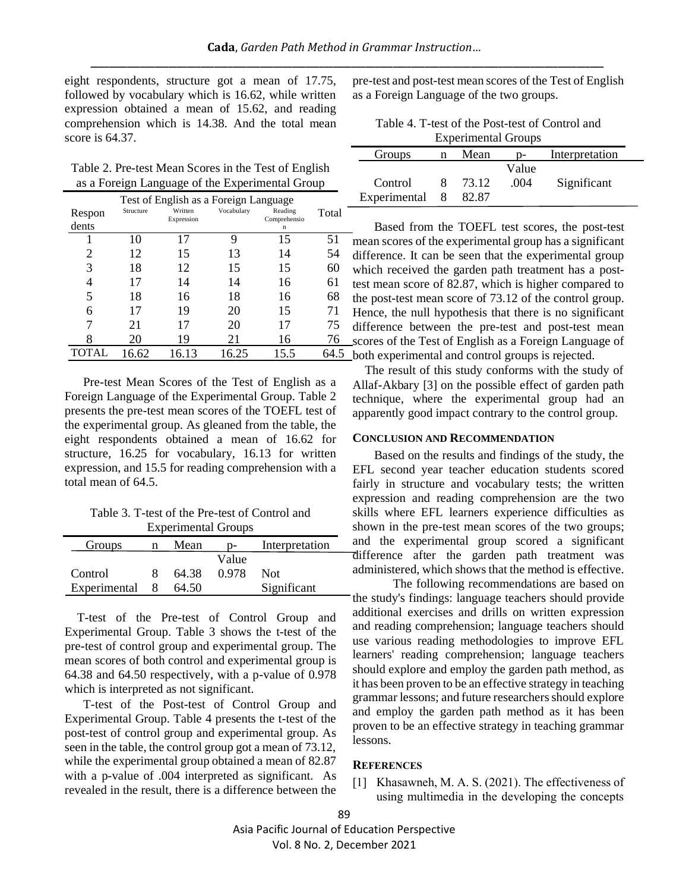eight respondents, structure got a mean of 17.75, followed by vocabulary which is 16.62, while written expression obtained a mean of 15.62, and reading comprehension which is 14.38. And the total mean score is 64.37.

Table 2. Pre-test Mean Scores in the Test of English as a Foreign Language of the Experimental Group

| Respondents | Test of English as a Foreign Language | | | | Total |
|---|---|---|---|---|---|
| | Structure | Written Expression | Vocabulary | Reading Comprehension | |
| 1 | 10 | 17 | 9 | 15 | 51 |
| 2 | 12 | 15 | 13 | 14 | 54 |
| 3 | 18 | 12 | 15 | 15 | 60 |
| 4 | 17 | 14 | 14 | 16 | 61 |
| 5 | 18 | 16 | 18 | 16 | 68 |
| 6 | 17 | 19 | 20 | 15 | 71 |
| 7 | 21 | 17 | 20 | 17 | 75 |
| 8 | 20 | 19 | 21 | 16 | 76 |
| TOTAL | 16.62 | 16.13 | 16.25 | 15.5 | 64.5 |

Pre-test Mean Scores of the Test of English as a Foreign Language of the Experimental Group. Table 2 presents the pre-test mean scores of the TOEFL test of the experimental group. As gleaned from the table, the eight respondents obtained a mean of 16.62 for structure, 16.25 for vocabulary, 16.13 for written expression, and 15.5 for reading comprehension with a total mean of 64.5.

Table 3. T-test of the Pre-test of Control and Experimental Groups

| Groups | n | Mean | p-Value | Interpretation |
|---|---|---|---|---|
| Control | 8 | 64.38 | 0.978 | Not Significant |
| Experimental | 8 | 64.50 | | |

T-test of the Pre-test of Control Group and Experimental Group. Table 3 shows the t-test of the pre-test of control group and experimental group. The mean scores of both control and experimental group is 64.38 and 64.50 respectively, with a p-value of 0.978 which is interpreted as not significant.

T-test of the Post-test of Control Group and Experimental Group. Table 4 presents the t-test of the post-test of control group and experimental group. As seen in the table, the control group got a mean of 73.12, while the experimental group obtained a mean of 82.87 with a p-value of .004 interpreted as significant. As revealed in the result, there is a difference between the pre-test and post-test mean scores of the Test of English as a Foreign Language of the two groups.

Table 4. T-test of the Post-test of Control and Experimental Groups

| Groups | n | Mean | p-Value | Interpretation |
|---|---|---|---|---|
| Control | 8 | 73.12 | .004 | Significant |
| Experimental | 8 | 82.87 | | |

Based from the TOEFL test scores, the post-test mean scores of the experimental group has a significant difference. It can be seen that the experimental group which received the garden path treatment has a post-test mean score of 82.87, which is higher compared to the post-test mean score of 73.12 of the control group. Hence, the null hypothesis that there is no significant difference between the pre-test and post-test mean scores of the Test of English as a Foreign Language of both experimental and control groups is rejected.

The result of this study conforms with the study of Allaf-Akbary [3] on the possible effect of garden path technique, where the experimental group had an apparently good impact contrary to the control group.

## Conclusion and Recommendation

Based on the results and findings of the study, the EFL second year teacher education students scored fairly in structure and vocabulary tests; the written expression and reading comprehension are the two skills where EFL learners experience difficulties as shown in the pre-test mean scores of the two groups; and the experimental group scored a significant difference after the garden path treatment was administered, which shows that the method is effective.

The following recommendations are based on the study's findings: language teachers should provide additional exercises and drills on written expression and reading comprehension; language teachers should use various reading methodologies to improve EFL learners' reading comprehension; language teachers should explore and employ the garden path method, as it has been proven to be an effective strategy in teaching grammar lessons; and future researchers should explore and employ the garden path method as it has been proven to be an effective strategy in teaching grammar lessons.

## References

[1] Khasawneh, M. A. S. (2021). The effectiveness of using multimedia in the developing the concepts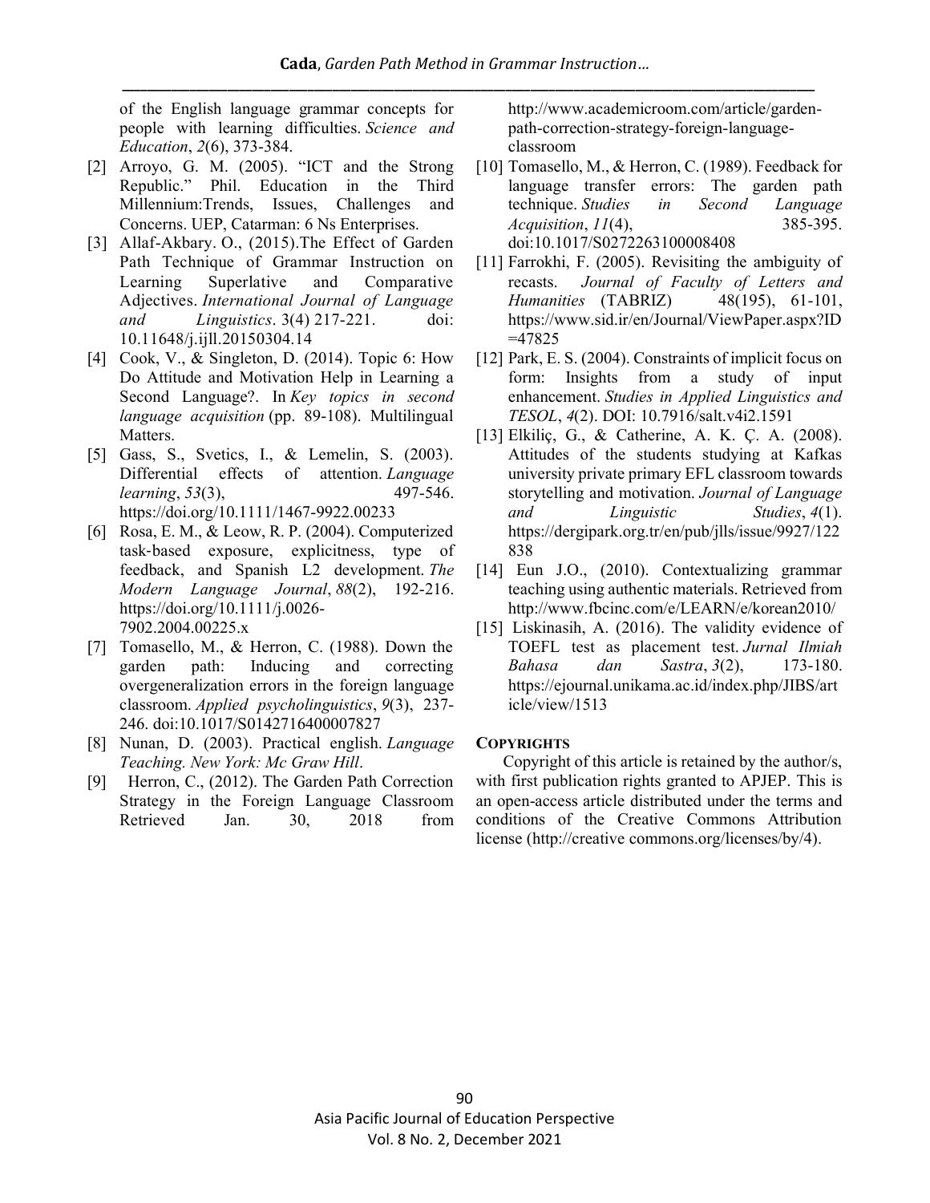of the English language grammar concepts for people with learning difficulties. *Science and Education*, *2*(6), 373-384.

[2] Arroyo, G. M. (2005). "ICT and the Strong Republic." Phil. Education in the Third Millennium:Trends, Issues, Challenges and Concerns. UEP, Catarman: 6 Ns Enterprises.

[3] Allaf-Akbary. O., (2015).The Effect of Garden Path Technique of Grammar Instruction on Learning Superlative and Comparative Adjectives. *International Journal of Language and Linguistics*. 3(4) 217-221. doi: 10.11648/j.ijll.20150304.14

[4] Cook, V., & Singleton, D. (2014). Topic 6: How Do Attitude and Motivation Help in Learning a Second Language?. In *Key topics in second language acquisition* (pp. 89-108). Multilingual Matters.

[5] Gass, S., Svetics, I., & Lemelin, S. (2003). Differential effects of attention. *Language learning*, *53*(3), 497-546. https://doi.org/10.1111/1467-9922.00233

[6] Rosa, E. M., & Leow, R. P. (2004). Computerized task‐based exposure, explicitness, type of feedback, and Spanish L2 development. *The Modern Language Journal*, *88*(2), 192-216. https://doi.org/10.1111/j.0026-7902.2004.00225.x

[7] Tomasello, M., & Herron, C. (1988). Down the garden path: Inducing and correcting overgeneralization errors in the foreign language classroom. *Applied psycholinguistics*, *9*(3), 237-246. doi:10.1017/S0142716400007827

[8] Nunan, D. (2003). Practical english. *Language Teaching. New York: Mc Graw Hill*.

[9] Herron, C., (2012). The Garden Path Correction Strategy in the Foreign Language Classroom Retrieved Jan. 30, 2018 from http://www.academicroom.com/article/garden-path-correction-strategy-foreign-language-classroom

[10] Tomasello, M., & Herron, C. (1989). Feedback for language transfer errors: The garden path technique. *Studies in Second Language Acquisition*, *11*(4), 385-395. doi:10.1017/S0272263100008408

[11] Farrokhi, F. (2005). Revisiting the ambiguity of recasts. *Journal of Faculty of Letters and Humanities* (TABRIZ) 48(195), 61-101, https://www.sid.ir/en/Journal/ViewPaper.aspx?ID=47825

[12] Park, E. S. (2004). Constraints of implicit focus on form: Insights from a study of input enhancement. *Studies in Applied Linguistics and TESOL*, *4*(2). DOI: 10.7916/salt.v4i2.1591

[13] Elkiliç, G., & Catherine, A. K. Ç. A. (2008). Attitudes of the students studying at Kafkas university private primary EFL classroom towards storytelling and motivation. *Journal of Language and Linguistic Studies*, *4*(1). https://dergipark.org.tr/en/pub/jlls/issue/9927/122838

[14] Eun J.O., (2010). Contextualizing grammar teaching using authentic materials. Retrieved from http://www.fbcinc.com/e/LEARN/e/korean2010/

[15] Liskinasih, A. (2016). The validity evidence of TOEFL test as placement test. *Jurnal Ilmiah Bahasa dan Sastra*, *3*(2), 173-180. https://ejournal.unikama.ac.id/index.php/JIBS/article/view/1513

### COPYRIGHTS

Copyright of this article is retained by the author/s, with first publication rights granted to APJEP. This is an open-access article distributed under the terms and conditions of the Creative Commons Attribution license (http://creative commons.org/licenses/by/4).